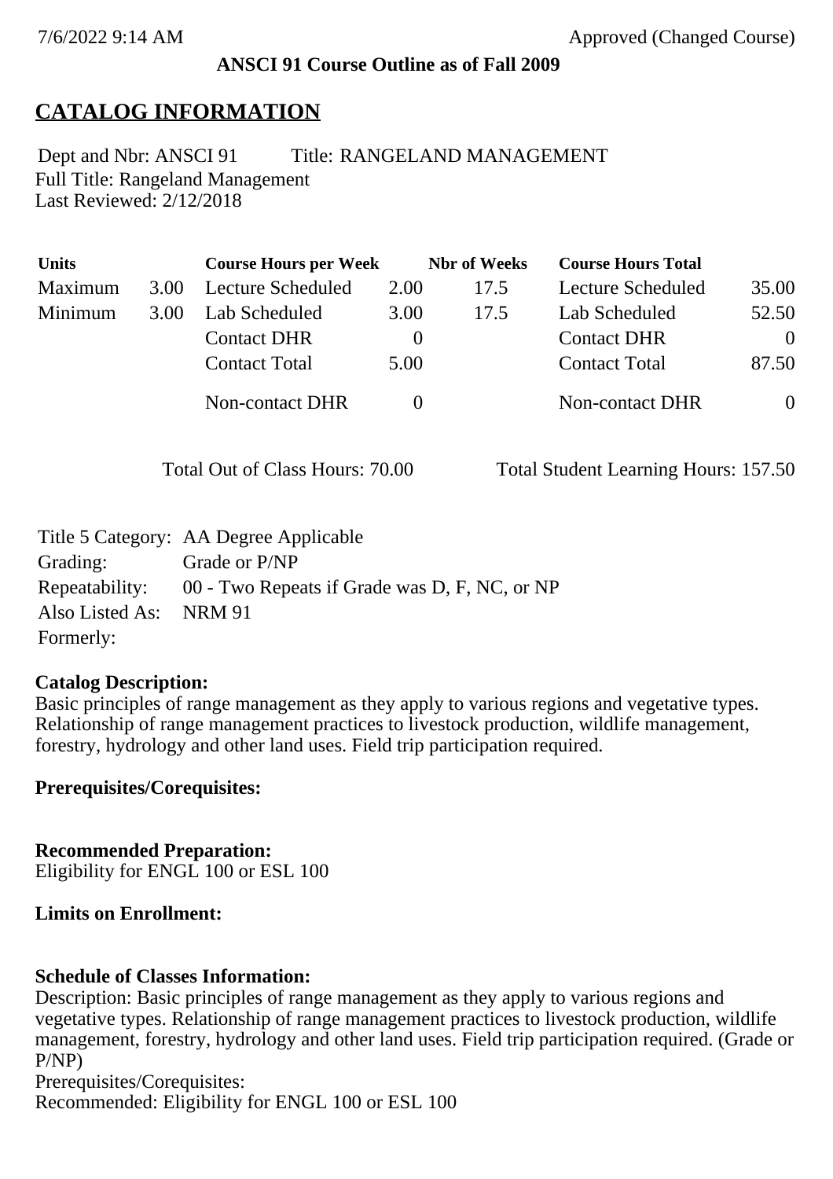7/6/2022 9:14 AM Approved (Changed Course)

**ANSCI 91 Course Outline as of Fall 2009**

# CATALOG INFORMATION

Dept and Nbr: ANSCI 91 Title: RANGELAND MANAGEMENT
Full Title: Rangeland Management
Last Reviewed: 2/12/2018

| Units | | Course Hours per Week | | Nbr of Weeks | Course Hours Total | |
|---|---|---|---|---|---|---|
| Maximum | 3.00 | Lecture Scheduled | 2.00 | 17.5 | Lecture Scheduled | 35.00 |
| Minimum | 3.00 | Lab Scheduled | 3.00 | 17.5 | Lab Scheduled | 52.50 |
| | | Contact DHR | 0 | | Contact DHR | 0 |
| | | Contact Total | 5.00 | | Contact Total | 87.50 |
| | | Non-contact DHR | 0 | | Non-contact DHR | 0 |

Total Out of Class Hours: 70.00 Total Student Learning Hours: 157.50

Title 5 Category: AA Degree Applicable
Grading: Grade or P/NP
Repeatability: 00 - Two Repeats if Grade was D, F, NC, or NP
Also Listed As: NRM 91
Formerly:

**Catalog Description:**
Basic principles of range management as they apply to various regions and vegetative types. Relationship of range management practices to livestock production, wildlife management, forestry, hydrology and other land uses. Field trip participation required.

**Prerequisites/Corequisites:**

**Recommended Preparation:**
Eligibility for ENGL 100 or ESL 100

**Limits on Enrollment:**

**Schedule of Classes Information:**
Description: Basic principles of range management as they apply to various regions and vegetative types. Relationship of range management practices to livestock production, wildlife management, forestry, hydrology and other land uses. Field trip participation required. (Grade or P/NP)
Prerequisites/Corequisites:
Recommended: Eligibility for ENGL 100 or ESL 100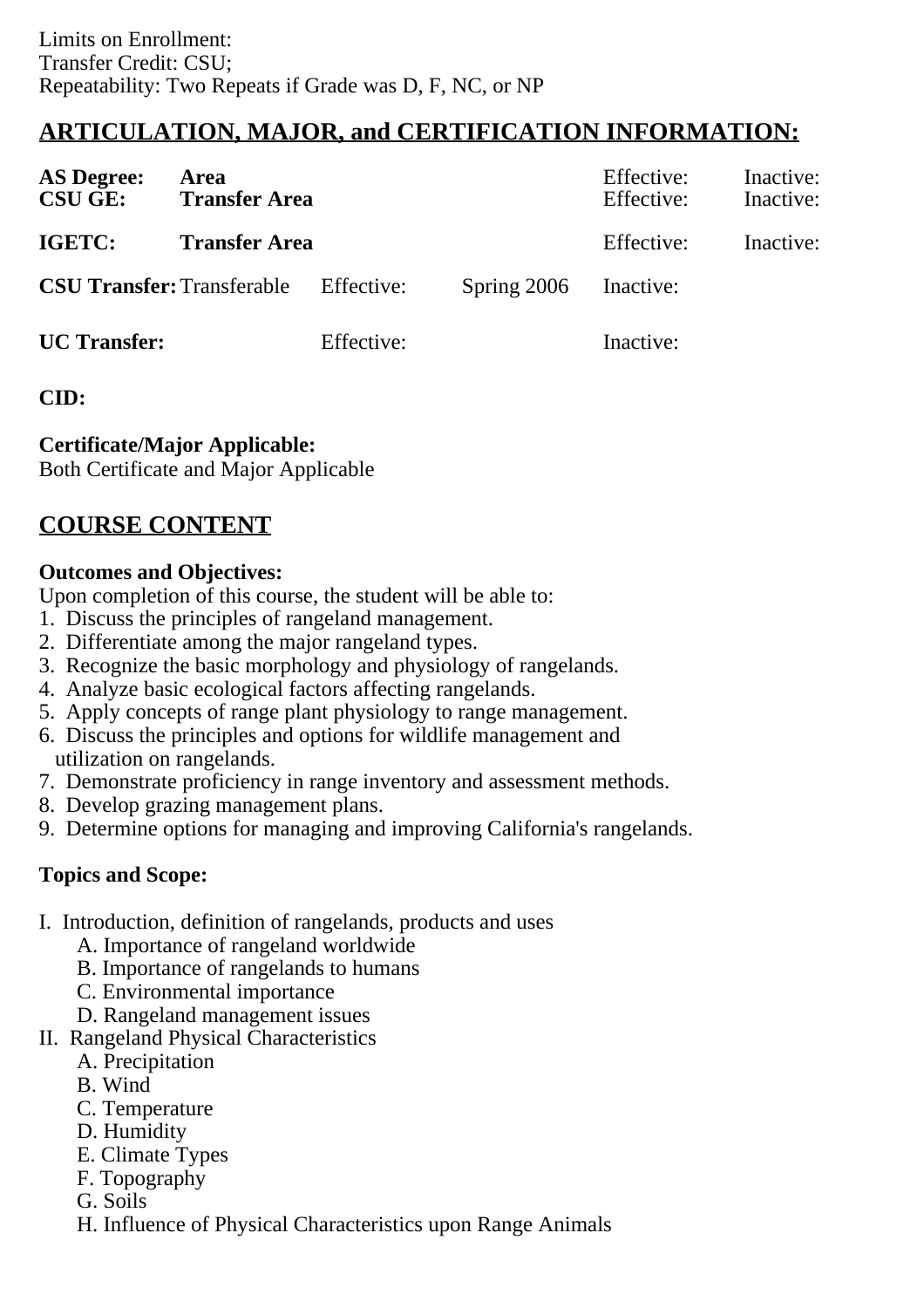Limits on Enrollment:
Transfer Credit: CSU;
Repeatability: Two Repeats if Grade was D, F, NC, or NP

## ARTICULATION, MAJOR, and CERTIFICATION INFORMATION:

| | | | | | |
|---|---|---|---|---|---|
| **AS Degree:** | **Area** | | | Effective: | Inactive: |
| **CSU GE:** | **Transfer Area** | | | Effective: | Inactive: |
| **IGETC:** | **Transfer Area** | | | Effective: | Inactive: |
| **CSU Transfer:** | Transferable | Effective: | Spring 2006 | Inactive: | |
| **UC Transfer:** | | Effective: | | Inactive: | |

**CID:**

**Certificate/Major Applicable:**
Both Certificate and Major Applicable

## COURSE CONTENT

**Outcomes and Objectives:**
Upon completion of this course, the student will be able to:
1. Discuss the principles of rangeland management.
2. Differentiate among the major rangeland types.
3. Recognize the basic morphology and physiology of rangelands.
4. Analyze basic ecological factors affecting rangelands.
5. Apply concepts of range plant physiology to range management.
6. Discuss the principles and options for wildlife management and utilization on rangelands.
7. Demonstrate proficiency in range inventory and assessment methods.
8. Develop grazing management plans.
9. Determine options for managing and improving California's rangelands.

**Topics and Scope:**

I. Introduction, definition of rangelands, products and uses
   A. Importance of rangeland worldwide
   B. Importance of rangelands to humans
   C. Environmental importance
   D. Rangeland management issues
II. Rangeland Physical Characteristics
   A. Precipitation
   B. Wind
   C. Temperature
   D. Humidity
   E. Climate Types
   F. Topography
   G. Soils
   H. Influence of Physical Characteristics upon Range Animals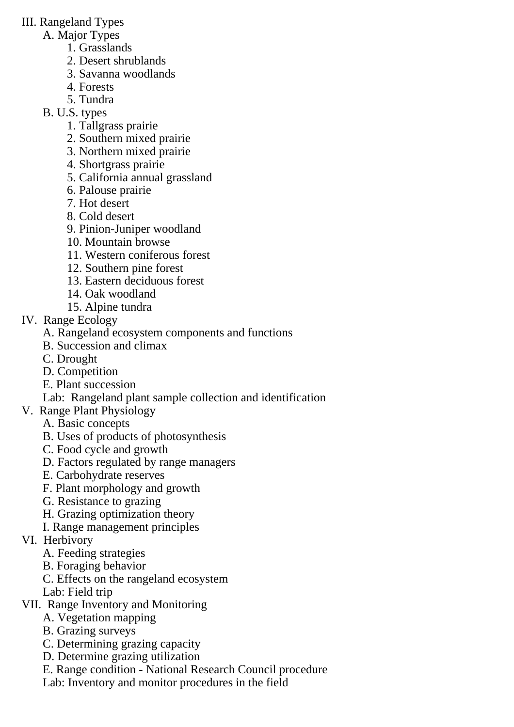III. Rangeland Types
   A. Major Types
      1. Grasslands
      2. Desert shrublands
      3. Savanna woodlands
      4. Forests
      5. Tundra
   B. U.S. types
      1. Tallgrass prairie
      2. Southern mixed prairie
      3. Northern mixed prairie
      4. Shortgrass prairie
      5. California annual grassland
      6. Palouse prairie
      7. Hot desert
      8. Cold desert
      9. Pinion-Juniper woodland
      10. Mountain browse
      11. Western coniferous forest
      12. Southern pine forest
      13. Eastern deciduous forest
      14. Oak woodland
      15. Alpine tundra

IV. Range Ecology
   A. Rangeland ecosystem components and functions
   B. Succession and climax
   C. Drought
   D. Competition
   E. Plant succession
   Lab: Rangeland plant sample collection and identification

V. Range Plant Physiology
   A. Basic concepts
   B. Uses of products of photosynthesis
   C. Food cycle and growth
   D. Factors regulated by range managers
   E. Carbohydrate reserves
   F. Plant morphology and growth
   G. Resistance to grazing
   H. Grazing optimization theory
   I. Range management principles

VI. Herbivory
   A. Feeding strategies
   B. Foraging behavior
   C. Effects on the rangeland ecosystem
   Lab: Field trip

VII. Range Inventory and Monitoring
   A. Vegetation mapping
   B. Grazing surveys
   C. Determining grazing capacity
   D. Determine grazing utilization
   E. Range condition - National Research Council procedure
   Lab: Inventory and monitor procedures in the field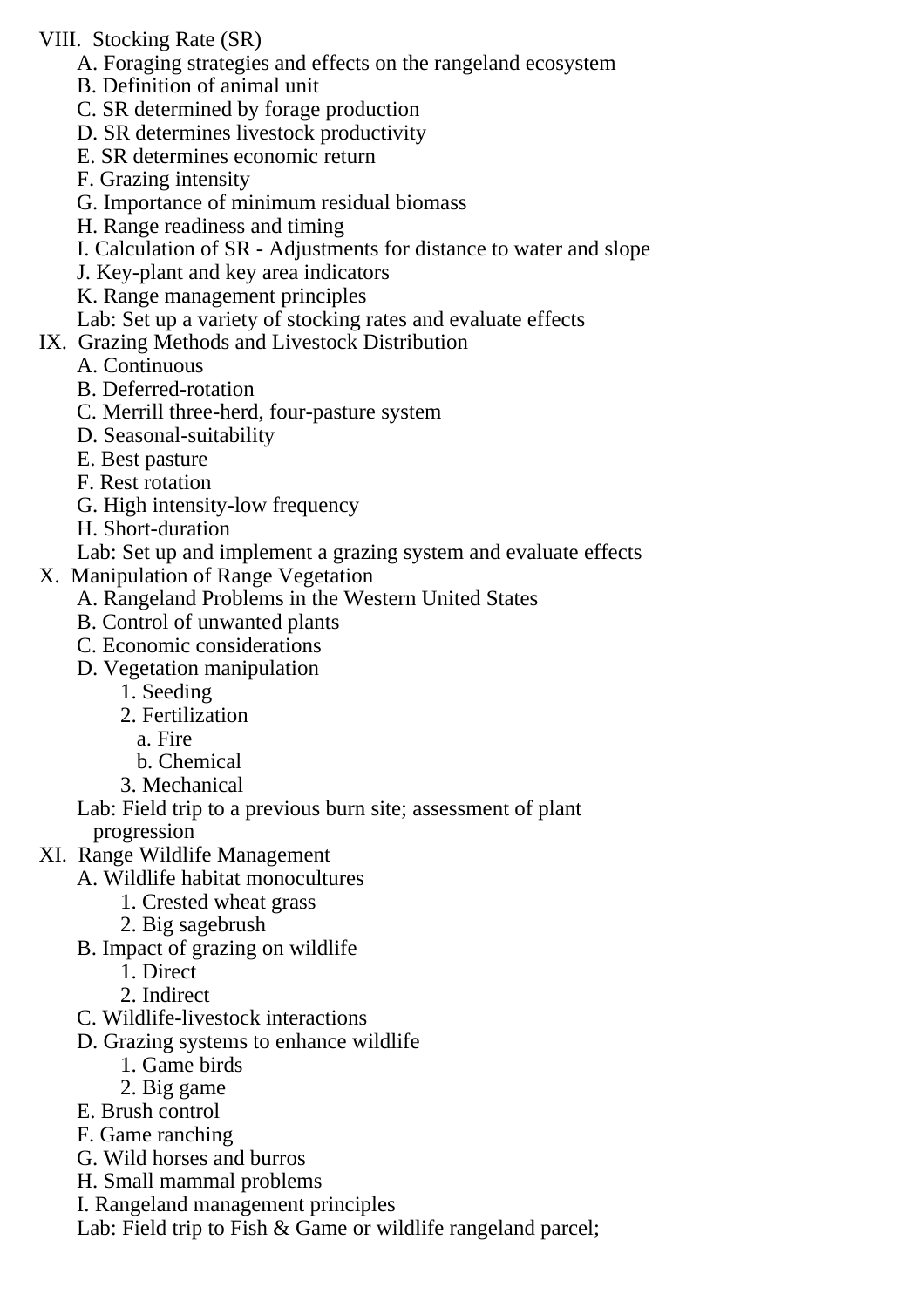VIII. Stocking Rate (SR)
   A. Foraging strategies and effects on the rangeland ecosystem
   B. Definition of animal unit
   C. SR determined by forage production
   D. SR determines livestock productivity
   E. SR determines economic return
   F. Grazing intensity
   G. Importance of minimum residual biomass
   H. Range readiness and timing
   I. Calculation of SR - Adjustments for distance to water and slope
   J. Key-plant and key area indicators
   K. Range management principles
   Lab: Set up a variety of stocking rates and evaluate effects

IX. Grazing Methods and Livestock Distribution
   A. Continuous
   B. Deferred-rotation
   C. Merrill three-herd, four-pasture system
   D. Seasonal-suitability
   E. Best pasture
   F. Rest rotation
   G. High intensity-low frequency
   H. Short-duration
   Lab: Set up and implement a grazing system and evaluate effects

X. Manipulation of Range Vegetation
   A. Rangeland Problems in the Western United States
   B. Control of unwanted plants
   C. Economic considerations
   D. Vegetation manipulation
      1. Seeding
      2. Fertilization
         a. Fire
         b. Chemical
      3. Mechanical
   Lab: Field trip to a previous burn site; assessment of plant progression

XI. Range Wildlife Management
   A. Wildlife habitat monocultures
      1. Crested wheat grass
      2. Big sagebrush
   B. Impact of grazing on wildlife
      1. Direct
      2. Indirect
   C. Wildlife-livestock interactions
   D. Grazing systems to enhance wildlife
      1. Game birds
      2. Big game
   E. Brush control
   F. Game ranching
   G. Wild horses and burros
   H. Small mammal problems
   I. Rangeland management principles
   Lab: Field trip to Fish & Game or wildlife rangeland parcel;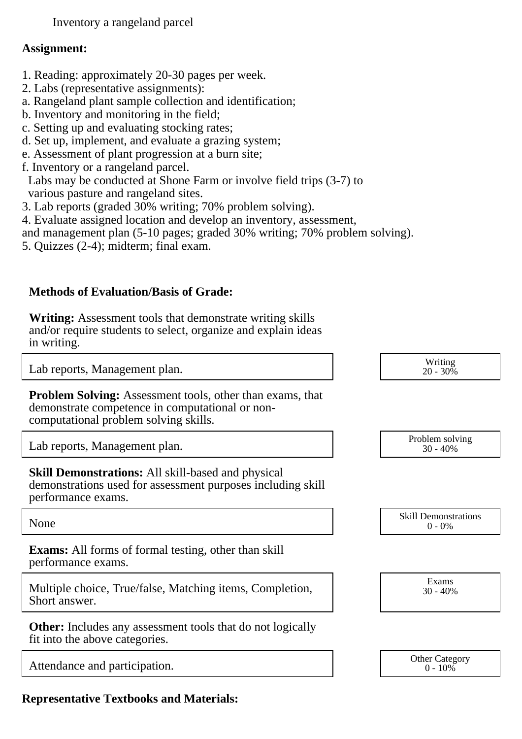Inventory a rangeland parcel

**Assignment:**

1. Reading: approximately 20-30 pages per week.
2. Labs (representative assignments):
a. Rangeland plant sample collection and identification;
b. Inventory and monitoring in the field;
c. Setting up and evaluating stocking rates;
d. Set up, implement, and evaluate a grazing system;
e. Assessment of plant progression at a burn site;
f. Inventory or a rangeland parcel.
Labs may be conducted at Shone Farm or involve field trips (3-7) to various pasture and rangeland sites.
3. Lab reports (graded 30% writing; 70% problem solving).
4. Evaluate assigned location and develop an inventory, assessment, and management plan (5-10 pages; graded 30% writing; 70% problem solving).
5. Quizzes (2-4); midterm; final exam.

**Methods of Evaluation/Basis of Grade:**

**Writing:** Assessment tools that demonstrate writing skills and/or require students to select, organize and explain ideas in writing.

| Lab reports, Management plan. | Writing 20 - 30% |
|---|---|

**Problem Solving:** Assessment tools, other than exams, that demonstrate competence in computational or non-computational problem solving skills.

| Lab reports, Management plan. | Problem solving 30 - 40% |
|---|---|

**Skill Demonstrations:** All skill-based and physical demonstrations used for assessment purposes including skill performance exams.

| None | Skill Demonstrations 0 - 0% |
|---|---|

**Exams:** All forms of formal testing, other than skill performance exams.

| Multiple choice, True/false, Matching items, Completion, Short answer. | Exams 30 - 40% |
|---|---|

**Other:** Includes any assessment tools that do not logically fit into the above categories.

| Attendance and participation. | Other Category 0 - 10% |
|---|---|

**Representative Textbooks and Materials:**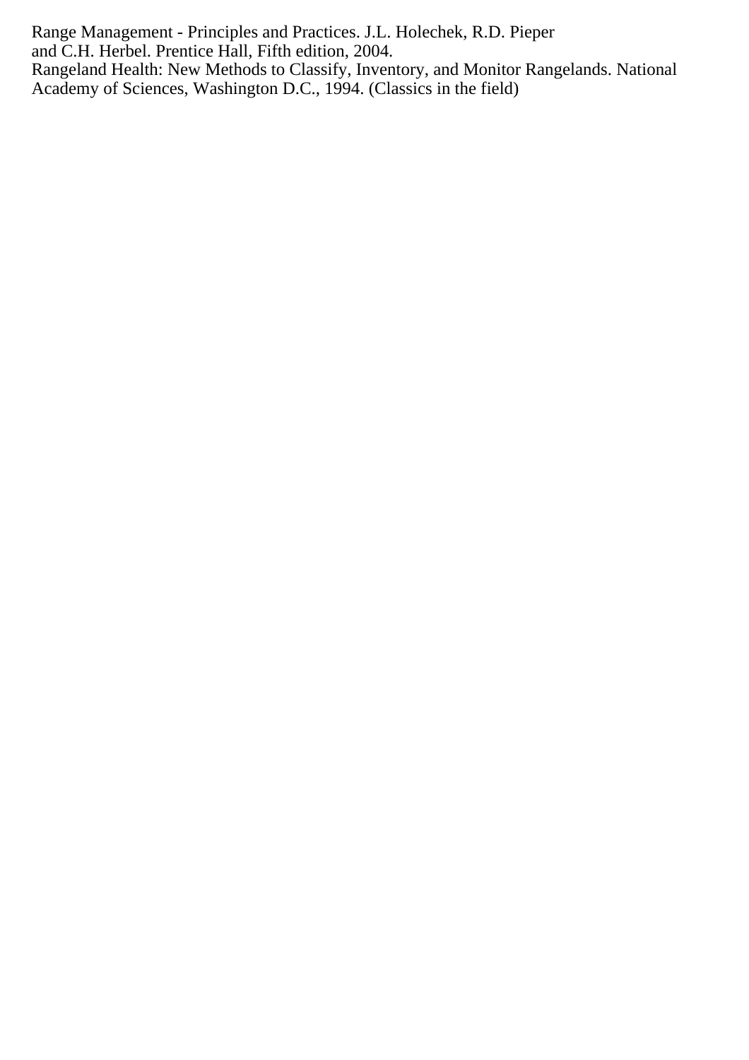Range Management - Principles and Practices. J.L. Holechek, R.D. Pieper and C.H. Herbel. Prentice Hall, Fifth edition, 2004.

Rangeland Health: New Methods to Classify, Inventory, and Monitor Rangelands. National Academy of Sciences, Washington D.C., 1994. (Classics in the field)